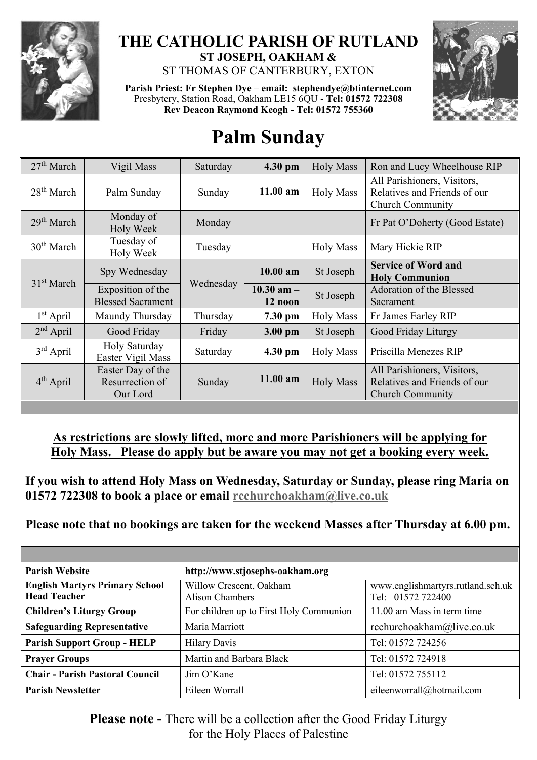# THE CATHOLIC PARISH OF RUTLAND

**ST JOSEPH, OAKHAM &**

ST THOMAS OF CANTERBURY, EXTON

**Parish Priest: Fr Stephen Dye** – **email: stephendye@btinternet.com**
Presbytery, Station Road, Oakham LE15 6QU - **Tel: 01572 722308**
**Rev Deacon Raymond Keogh - Tel: 01572 755360**

# Palm Sunday

| | | | | | |
|---|---|---|---|---|---|
| 27th March | Vigil Mass | Saturday | **4.30 pm** | Holy Mass | Ron and Lucy Wheelhouse RIP |
| 28th March | Palm Sunday | Sunday | **11.00 am** | Holy Mass | All Parishioners, Visitors, Relatives and Friends of our Church Community |
| 29th March | Monday of Holy Week | Monday | | | Fr Pat O'Doherty (Good Estate) |
| 30th March | Tuesday of Holy Week | Tuesday | | Holy Mass | Mary Hickie RIP |
| 31st March | Spy Wednesday | Wednesday | **10.00 am** | St Joseph | **Service of Word and Holy Communion** |
| | Exposition of the Blessed Sacrament | | **10.30 am – 12 noon** | St Joseph | Adoration of the Blessed Sacrament |
| 1st April | Maundy Thursday | Thursday | **7.30 pm** | Holy Mass | Fr James Earley RIP |
| 2nd April | Good Friday | Friday | **3.00 pm** | St Joseph | Good Friday Liturgy |
| 3rd April | Holy Saturday Easter Vigil Mass | Saturday | **4.30 pm** | Holy Mass | Priscilla Menezes RIP |
| 4th April | Easter Day of the Resurrection of Our Lord | Sunday | **11.00 am** | Holy Mass | All Parishioners, Visitors, Relatives and Friends of our Church Community |

**As restrictions are slowly lifted, more and more Parishioners will be applying for Holy Mass. Please do apply but be aware you may not get a booking every week.**

**If you wish to attend Holy Mass on Wednesday, Saturday or Sunday, please ring Maria on 01572 722308 to book a place or email rcchurchoakham@live.co.uk**

**Please note that no bookings are taken for the weekend Masses after Thursday at 6.00 pm.**

| | | |
|---|---|---|
| **Parish Website** | **http://www.stjosephs-oakham.org** | |
| **English Martyrs Primary School Head Teacher** | Willow Crescent, Oakham Alison Chambers | www.englishmartyrs.rutland.sch.uk Tel: 01572 722400 |
| **Children's Liturgy Group** | For children up to First Holy Communion | 11.00 am Mass in term time |
| **Safeguarding Representative** | Maria Marriott | rcchurchoakham@live.co.uk |
| **Parish Support Group - HELP** | Hilary Davis | Tel: 01572 724256 |
| **Prayer Groups** | Martin and Barbara Black | Tel: 01572 724918 |
| **Chair - Parish Pastoral Council** | Jim O'Kane | Tel: 01572 755112 |
| **Parish Newsletter** | Eileen Worrall | eileenworrall@hotmail.com |

**Please note -** There will be a collection after the Good Friday Liturgy for the Holy Places of Palestine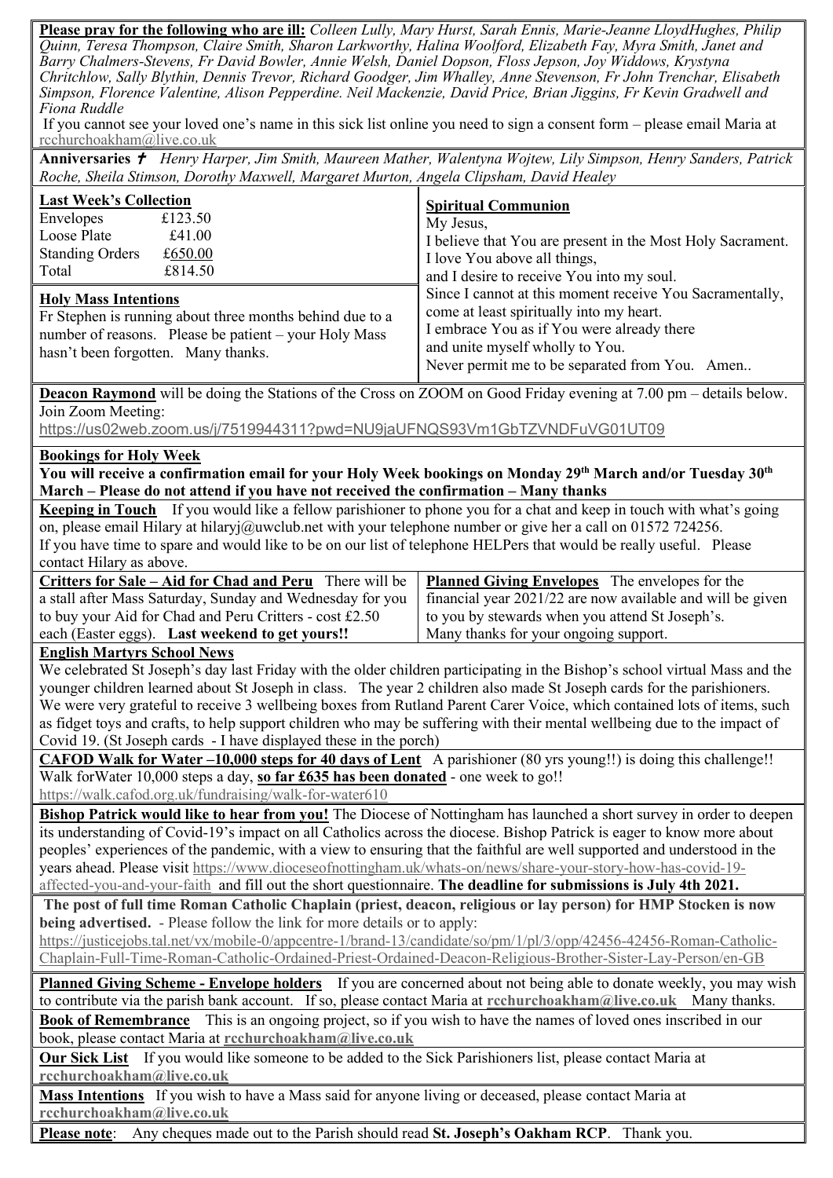**Please pray for the following who are ill:** *Colleen Lully, Mary Hurst, Sarah Ennis, Marie-Jeanne LloydHughes, Philip Quinn, Teresa Thompson, Claire Smith, Sharon Larkworthy, Halina Woolford, Elizabeth Fay, Myra Smith, Janet and Barry Chalmers-Stevens, Fr David Bowler, Annie Welsh, Daniel Dopson, Floss Jepson, Joy Widdows, Krystyna Chritchlow, Sally Blythin, Dennis Trevor, Richard Goodger, Jim Whalley, Anne Stevenson, Fr John Trenchar, Elisabeth Simpson, Florence Valentine, Alison Pepperdine. Neil Mackenzie, David Price, Brian Jiggins, Fr Kevin Gradwell and Fiona Ruddle*

If you cannot see your loved one's name in this sick list online you need to sign a consent form – please email Maria at rcchurchoakham@live.co.uk

**Anniversaries** ✝ *Henry Harper, Jim Smith, Maureen Mather, Walentyna Wojtew, Lily Simpson, Henry Sanders, Patrick Roche, Sheila Stimson, Dorothy Maxwell, Margaret Murton, Angela Clipsham, David Healey*

**Last Week's Collection**

| | |
|---|---|
| Envelopes | £123.50 |
| Loose Plate | £41.00 |
| Standing Orders | £650.00 |
| Total | £814.50 |

**Holy Mass Intentions**

Fr Stephen is running about three months behind due to a number of reasons. Please be patient – your Holy Mass hasn't been forgotten. Many thanks.

**Spiritual Communion**

My Jesus,
I believe that You are present in the Most Holy Sacrament.
I love You above all things,
and I desire to receive You into my soul.
Since I cannot at this moment receive You Sacramentally,
come at least spiritually into my heart.
I embrace You as if You were already there
and unite myself wholly to You.
Never permit me to be separated from You. Amen..

**Deacon Raymond** will be doing the Stations of the Cross on ZOOM on Good Friday evening at 7.00 pm – details below.
Join Zoom Meeting:
https://us02web.zoom.us/j/7519944311?pwd=NU9jaUFNQS93Vm1GbTZVNDFuVG01UT09

**Bookings for Holy Week**

**You will receive a confirmation email for your Holy Week bookings on Monday 29th March and/or Tuesday 30th March – Please do not attend if you have not received the confirmation – Many thanks**

**Keeping in Touch** If you would like a fellow parishioner to phone you for a chat and keep in touch with what's going on, please email Hilary at hilaryj@uwclub.net with your telephone number or give her a call on 01572 724256.
If you have time to spare and would like to be on our list of telephone HELPers that would be really useful. Please contact Hilary as above.

**Critters for Sale – Aid for Chad and Peru** There will be a stall after Mass Saturday, Sunday and Wednesday for you to buy your Aid for Chad and Peru Critters - cost £2.50 each (Easter eggs). **Last weekend to get yours!!**

**Planned Giving Envelopes** The envelopes for the financial year 2021/22 are now available and will be given to you by stewards when you attend St Joseph's.
Many thanks for your ongoing support.

**English Martyrs School News**

We celebrated St Joseph's day last Friday with the older children participating in the Bishop's school virtual Mass and the younger children learned about St Joseph in class. The year 2 children also made St Joseph cards for the parishioners. We were very grateful to receive 3 wellbeing boxes from Rutland Parent Carer Voice, which contained lots of items, such as fidget toys and crafts, to help support children who may be suffering with their mental wellbeing due to the impact of Covid 19. (St Joseph cards - I have displayed these in the porch)

**CAFOD Walk for Water –10,000 steps for 40 days of Lent** A parishioner (80 yrs young!!) is doing this challenge!! Walk forWater 10,000 steps a day, **so far £635 has been donated** - one week to go!!
https://walk.cafod.org.uk/fundraising/walk-for-water610

**Bishop Patrick would like to hear from you!** The Diocese of Nottingham has launched a short survey in order to deepen its understanding of Covid-19's impact on all Catholics across the diocese. Bishop Patrick is eager to know more about peoples' experiences of the pandemic, with a view to ensuring that the faithful are well supported and understood in the years ahead. Please visit https://www.dioceseofnottingham.uk/whats-on/news/share-your-story-how-has-covid-19-affected-you-and-your-faith and fill out the short questionnaire. **The deadline for submissions is July 4th 2021.**

**The post of full time Roman Catholic Chaplain (priest, deacon, religious or lay person) for HMP Stocken is now being advertised.** - Please follow the link for more details or to apply:
https://justicejobs.tal.net/vx/mobile-0/appcentre-1/brand-13/candidate/so/pm/1/pl/3/opp/42456-42456-Roman-Catholic-Chaplain-Full-Time-Roman-Catholic-Ordained-Priest-Ordained-Deacon-Religious-Brother-Sister-Lay-Person/en-GB

**Planned Giving Scheme - Envelope holders** If you are concerned about not being able to donate weekly, you may wish to contribute via the parish bank account. If so, please contact Maria at **rcchurchoakham@live.co.uk** Many thanks.

**Book of Remembrance** This is an ongoing project, so if you wish to have the names of loved ones inscribed in our book, please contact Maria at **rcchurchoakham@live.co.uk**

**Our Sick List** If you would like someone to be added to the Sick Parishioners list, please contact Maria at **rcchurchoakham@live.co.uk**

**Mass Intentions** If you wish to have a Mass said for anyone living or deceased, please contact Maria at **rcchurchoakham@live.co.uk**

**Please note**: Any cheques made out to the Parish should read **St. Joseph's Oakham RCP**. Thank you.